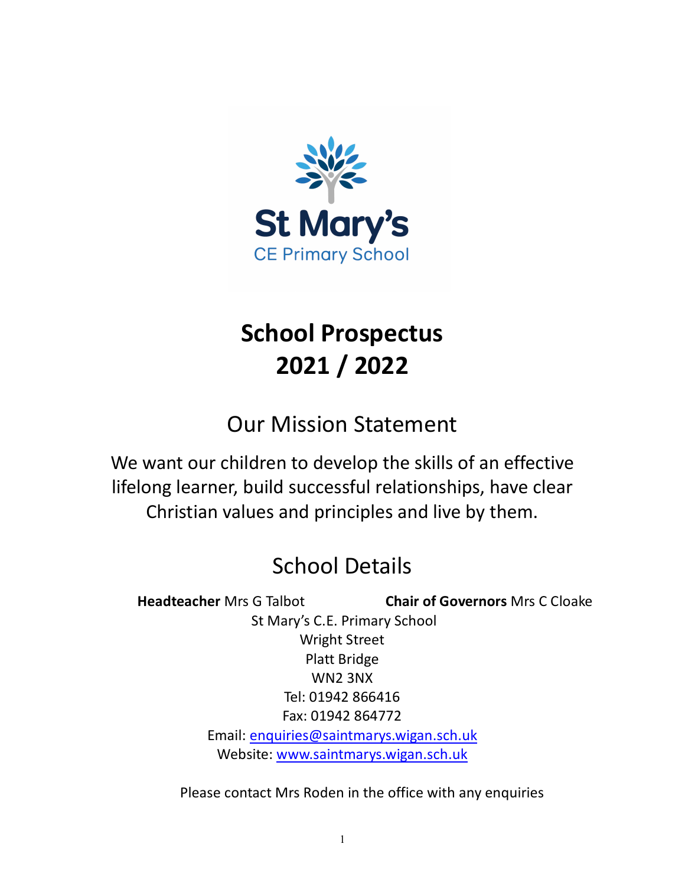St Mary's

CE Primary School

# School Prospectus
# 2021 / 2022

## Our Mission Statement

We want our children to develop the skills of an effective lifelong learner, build successful relationships, have clear Christian values and principles and live by them.

## School Details

**Headteacher** Mrs G Talbot **Chair of Governors** Mrs C Cloake

St Mary's C.E. Primary School
Wright Street
Platt Bridge
WN2 3NX
Tel: 01942 866416
Fax: 01942 864772
Email: enquiries@saintmarys.wigan.sch.uk
Website: www.saintmarys.wigan.sch.uk

Please contact Mrs Roden in the office with any enquiries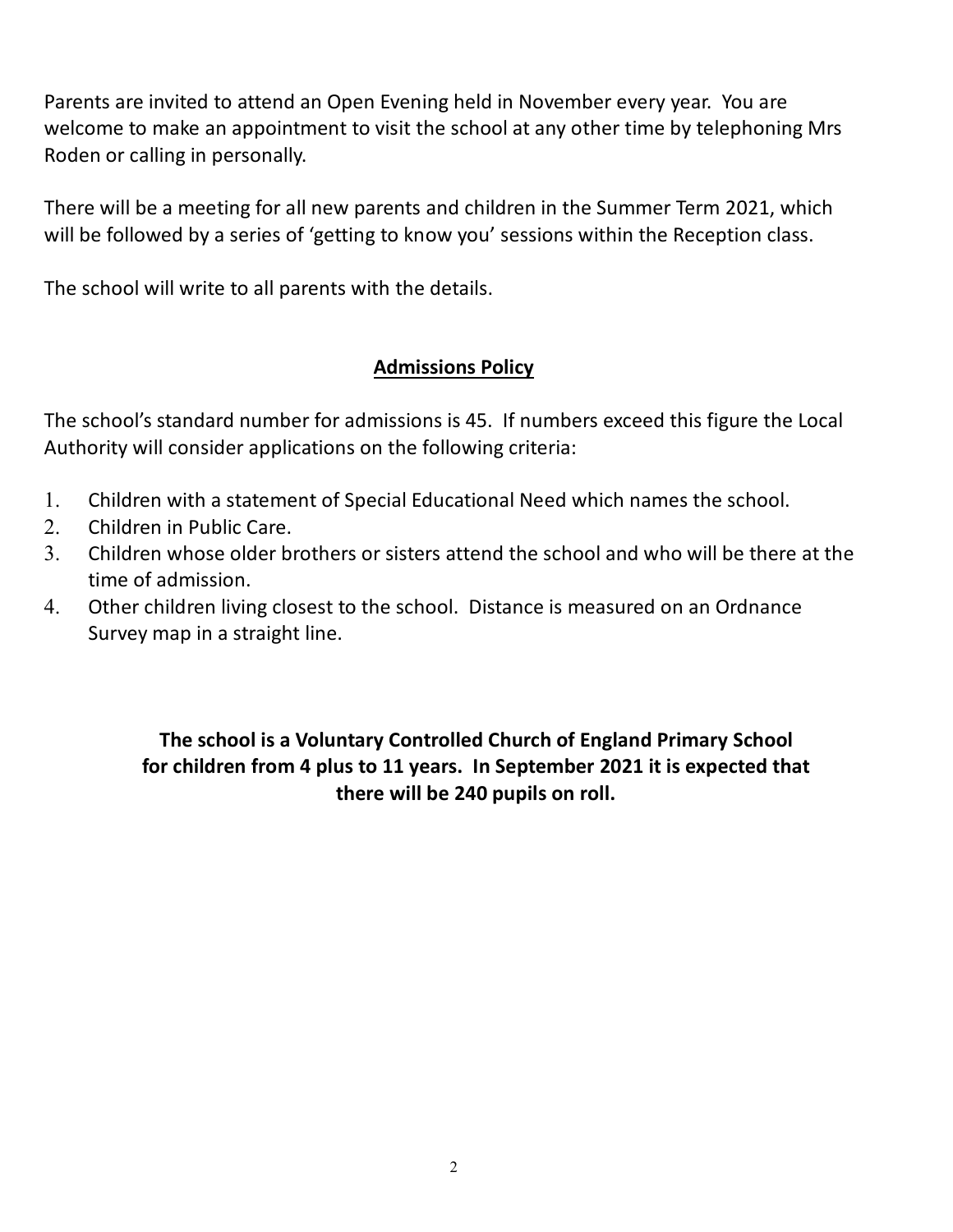Parents are invited to attend an Open Evening held in November every year. You are welcome to make an appointment to visit the school at any other time by telephoning Mrs Roden or calling in personally.

There will be a meeting for all new parents and children in the Summer Term 2021, which will be followed by a series of 'getting to know you' sessions within the Reception class.

The school will write to all parents with the details.

## Admissions Policy

The school's standard number for admissions is 45. If numbers exceed this figure the Local Authority will consider applications on the following criteria:

1. Children with a statement of Special Educational Need which names the school.
2. Children in Public Care.
3. Children whose older brothers or sisters attend the school and who will be there at the time of admission.
4. Other children living closest to the school. Distance is measured on an Ordnance Survey map in a straight line.

**The school is a Voluntary Controlled Church of England Primary School for children from 4 plus to 11 years. In September 2021 it is expected that there will be 240 pupils on roll.**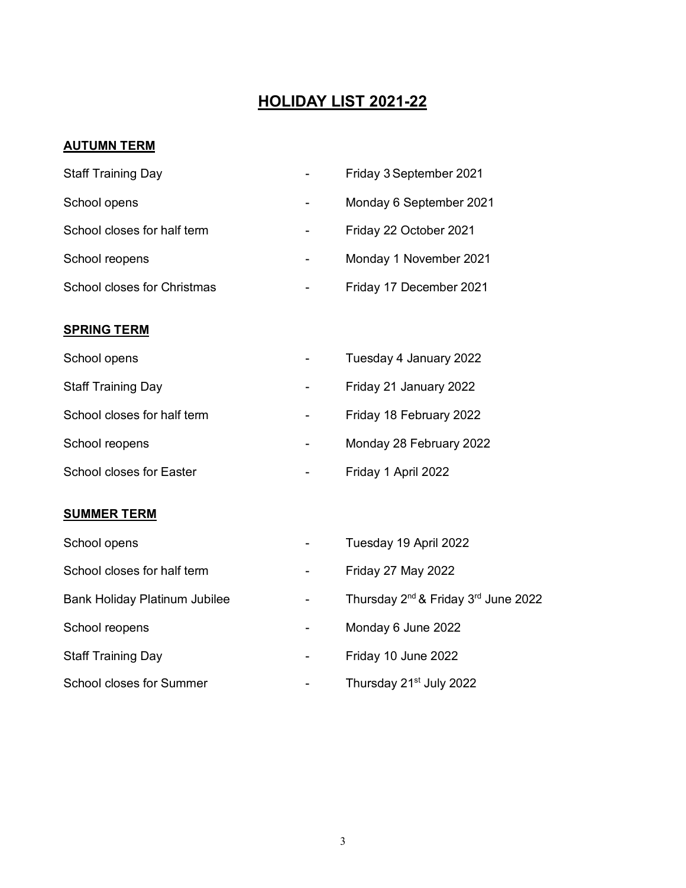# HOLIDAY LIST 2021-22

## AUTUMN TERM

| | | |
|---|---|---|
| Staff Training Day | - | Friday 3 September 2021 |
| School opens | - | Monday 6 September 2021 |
| School closes for half term | - | Friday 22 October 2021 |
| School reopens | - | Monday 1 November 2021 |
| School closes for Christmas | - | Friday 17 December 2021 |

## SPRING TERM

| | | |
|---|---|---|
| School opens | - | Tuesday 4 January 2022 |
| Staff Training Day | - | Friday 21 January 2022 |
| School closes for half term | - | Friday 18 February 2022 |
| School reopens | - | Monday 28 February 2022 |
| School closes for Easter | - | Friday 1 April 2022 |

## SUMMER TERM

| | | |
|---|---|---|
| School opens | - | Tuesday 19 April 2022 |
| School closes for half term | - | Friday 27 May 2022 |
| Bank Holiday Platinum Jubilee | - | Thursday 2nd & Friday 3rd June 2022 |
| School reopens | - | Monday 6 June 2022 |
| Staff Training Day | - | Friday 10 June 2022 |
| School closes for Summer | - | Thursday 21st July 2022 |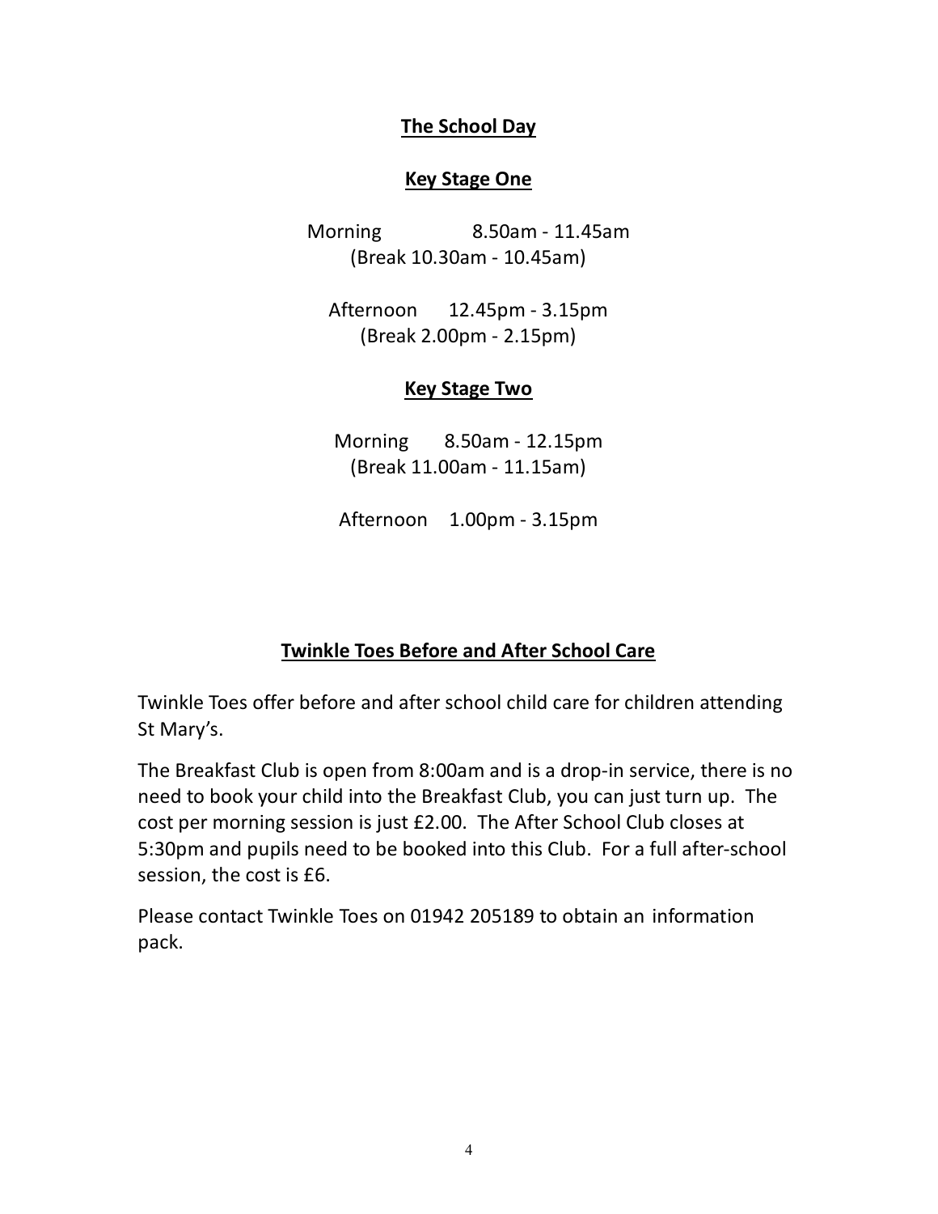## The School Day

### Key Stage One

Morning 8.50am - 11.45am
(Break 10.30am - 10.45am)

Afternoon 12.45pm - 3.15pm
(Break 2.00pm - 2.15pm)

### Key Stage Two

Morning 8.50am - 12.15pm
(Break 11.00am - 11.15am)

Afternoon 1.00pm - 3.15pm

## Twinkle Toes Before and After School Care

Twinkle Toes offer before and after school child care for children attending St Mary's.

The Breakfast Club is open from 8:00am and is a drop-in service, there is no need to book your child into the Breakfast Club, you can just turn up. The cost per morning session is just £2.00. The After School Club closes at 5:30pm and pupils need to be booked into this Club. For a full after-school session, the cost is £6.

Please contact Twinkle Toes on 01942 205189 to obtain an information pack.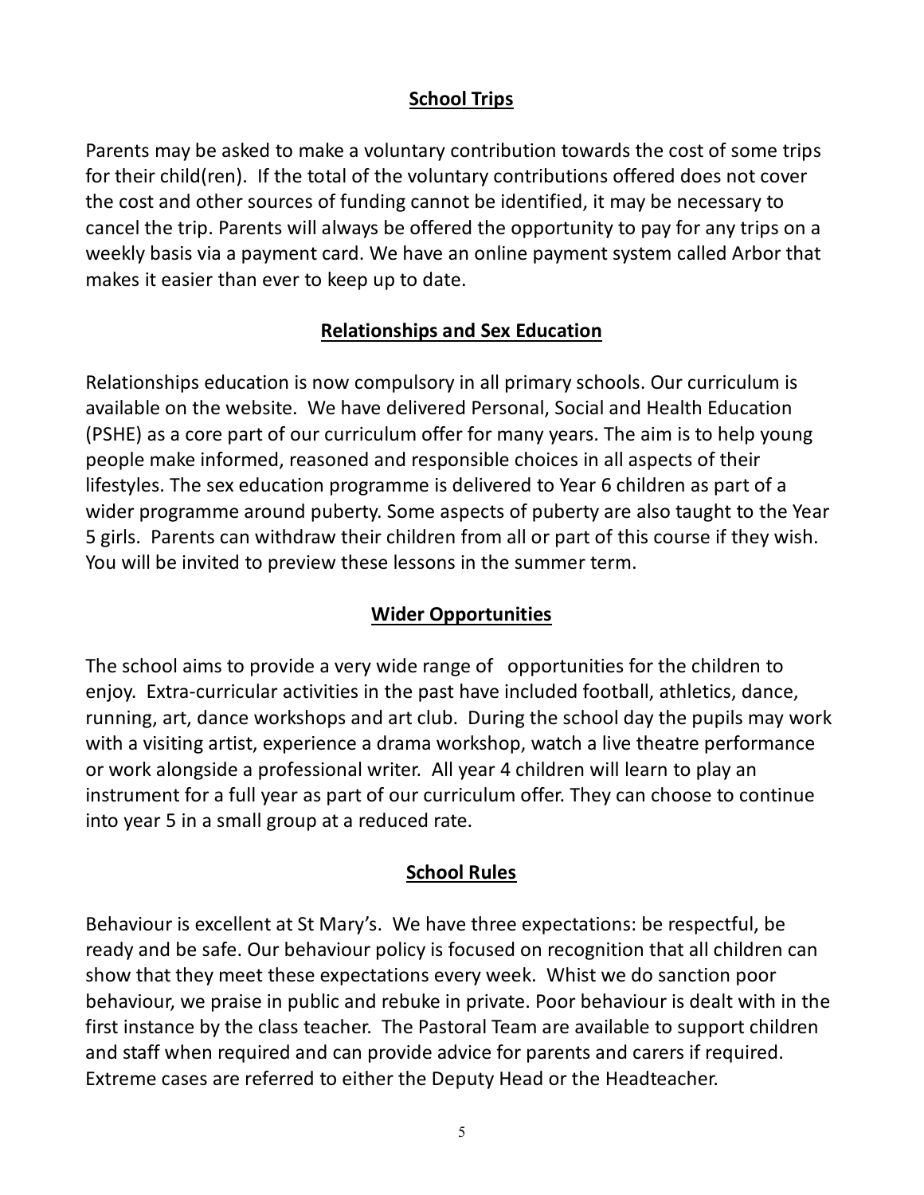## School Trips

Parents may be asked to make a voluntary contribution towards the cost of some trips for their child(ren). If the total of the voluntary contributions offered does not cover the cost and other sources of funding cannot be identified, it may be necessary to cancel the trip. Parents will always be offered the opportunity to pay for any trips on a weekly basis via a payment card. We have an online payment system called Arbor that makes it easier than ever to keep up to date.

## Relationships and Sex Education

Relationships education is now compulsory in all primary schools. Our curriculum is available on the website. We have delivered Personal, Social and Health Education (PSHE) as a core part of our curriculum offer for many years. The aim is to help young people make informed, reasoned and responsible choices in all aspects of their lifestyles. The sex education programme is delivered to Year 6 children as part of a wider programme around puberty. Some aspects of puberty are also taught to the Year 5 girls. Parents can withdraw their children from all or part of this course if they wish. You will be invited to preview these lessons in the summer term.

## Wider Opportunities

The school aims to provide a very wide range of opportunities for the children to enjoy. Extra-curricular activities in the past have included football, athletics, dance, running, art, dance workshops and art club. During the school day the pupils may work with a visiting artist, experience a drama workshop, watch a live theatre performance or work alongside a professional writer. All year 4 children will learn to play an instrument for a full year as part of our curriculum offer. They can choose to continue into year 5 in a small group at a reduced rate.

## School Rules

Behaviour is excellent at St Mary's. We have three expectations: be respectful, be ready and be safe. Our behaviour policy is focused on recognition that all children can show that they meet these expectations every week. Whist we do sanction poor behaviour, we praise in public and rebuke in private. Poor behaviour is dealt with in the first instance by the class teacher. The Pastoral Team are available to support children and staff when required and can provide advice for parents and carers if required. Extreme cases are referred to either the Deputy Head or the Headteacher.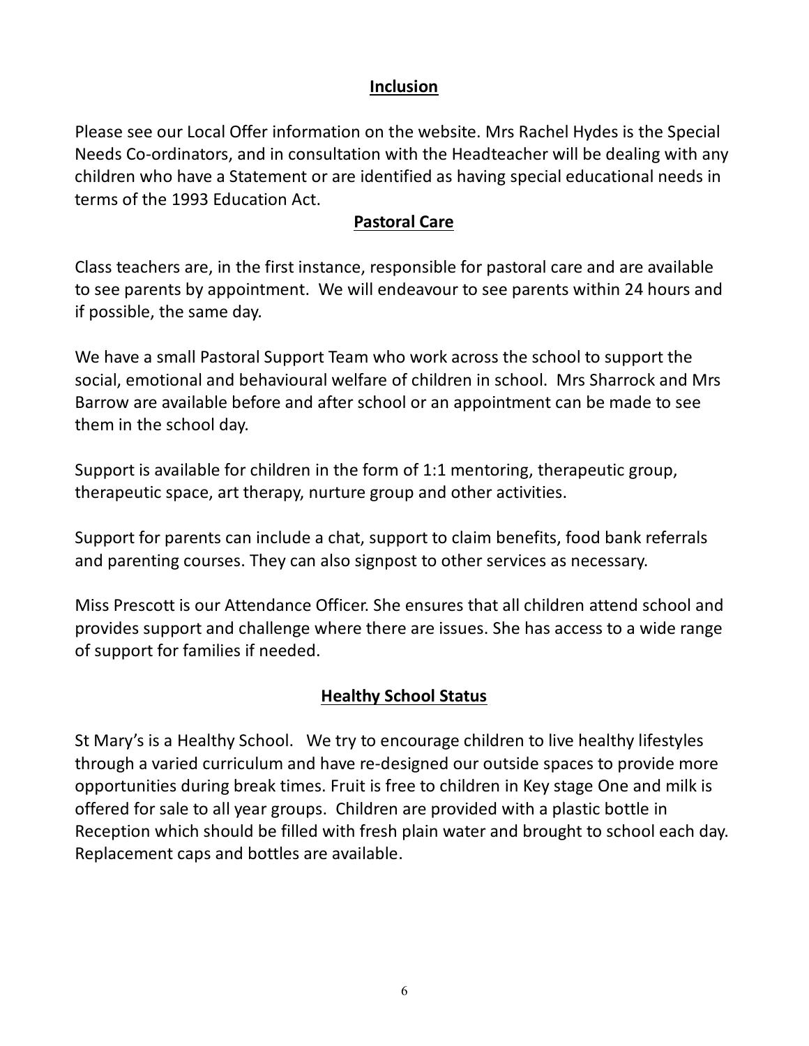## Inclusion

Please see our Local Offer information on the website. Mrs Rachel Hydes is the Special Needs Co-ordinators, and in consultation with the Headteacher will be dealing with any children who have a Statement or are identified as having special educational needs in terms of the 1993 Education Act.

## Pastoral Care

Class teachers are, in the first instance, responsible for pastoral care and are available to see parents by appointment. We will endeavour to see parents within 24 hours and if possible, the same day.

We have a small Pastoral Support Team who work across the school to support the social, emotional and behavioural welfare of children in school. Mrs Sharrock and Mrs Barrow are available before and after school or an appointment can be made to see them in the school day.

Support is available for children in the form of 1:1 mentoring, therapeutic group, therapeutic space, art therapy, nurture group and other activities.

Support for parents can include a chat, support to claim benefits, food bank referrals and parenting courses. They can also signpost to other services as necessary.

Miss Prescott is our Attendance Officer. She ensures that all children attend school and provides support and challenge where there are issues. She has access to a wide range of support for families if needed.

## Healthy School Status

St Mary's is a Healthy School. We try to encourage children to live healthy lifestyles through a varied curriculum and have re-designed our outside spaces to provide more opportunities during break times. Fruit is free to children in Key stage One and milk is offered for sale to all year groups. Children are provided with a plastic bottle in Reception which should be filled with fresh plain water and brought to school each day. Replacement caps and bottles are available.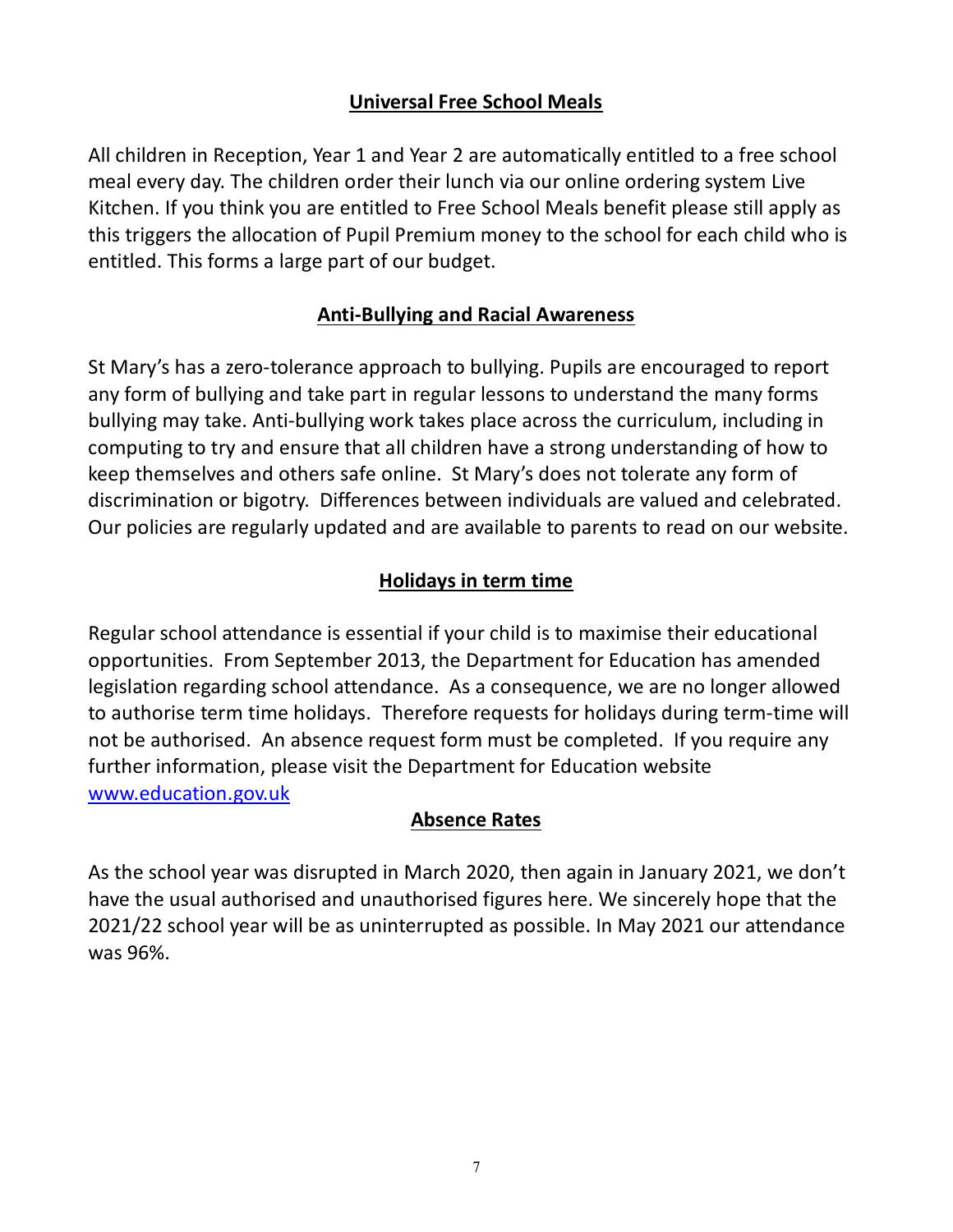## Universal Free School Meals

All children in Reception, Year 1 and Year 2 are automatically entitled to a free school meal every day. The children order their lunch via our online ordering system Live Kitchen. If you think you are entitled to Free School Meals benefit please still apply as this triggers the allocation of Pupil Premium money to the school for each child who is entitled. This forms a large part of our budget.

## Anti-Bullying and Racial Awareness

St Mary's has a zero-tolerance approach to bullying. Pupils are encouraged to report any form of bullying and take part in regular lessons to understand the many forms bullying may take. Anti-bullying work takes place across the curriculum, including in computing to try and ensure that all children have a strong understanding of how to keep themselves and others safe online. St Mary's does not tolerate any form of discrimination or bigotry. Differences between individuals are valued and celebrated. Our policies are regularly updated and are available to parents to read on our website.

## Holidays in term time

Regular school attendance is essential if your child is to maximise their educational opportunities. From September 2013, the Department for Education has amended legislation regarding school attendance. As a consequence, we are no longer allowed to authorise term time holidays. Therefore requests for holidays during term-time will not be authorised. An absence request form must be completed. If you require any further information, please visit the Department for Education website [www.education.gov.uk](http://www.education.gov.uk)

## Absence Rates

As the school year was disrupted in March 2020, then again in January 2021, we don't have the usual authorised and unauthorised figures here. We sincerely hope that the 2021/22 school year will be as uninterrupted as possible. In May 2021 our attendance was 96%.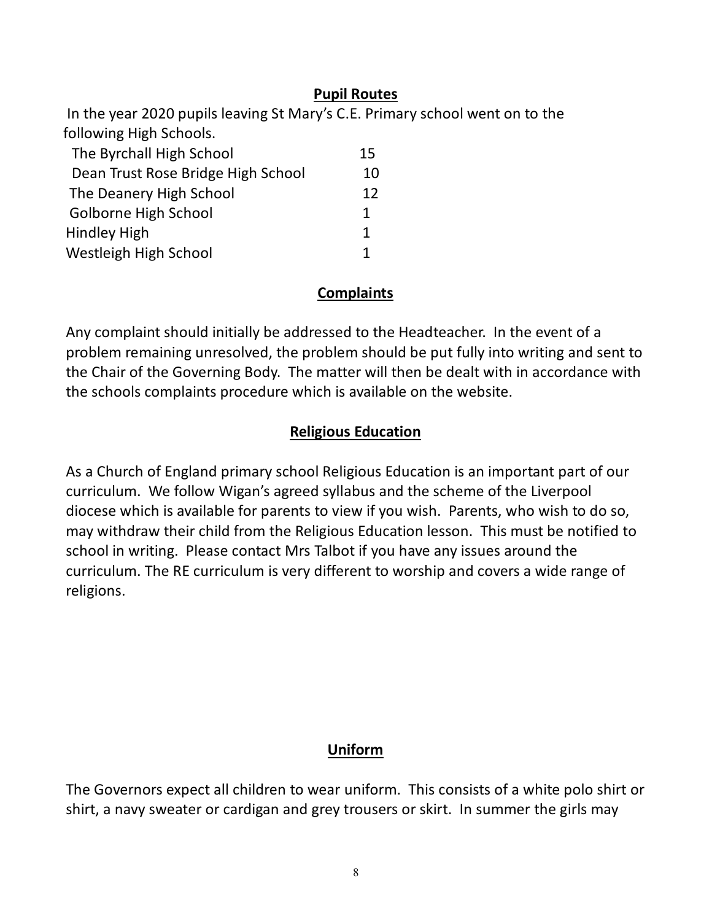## Pupil Routes

In the year 2020 pupils leaving St Mary's C.E. Primary school went on to the following High Schools.

| | |
|---|---|
| The Byrchall High School | 15 |
| Dean Trust Rose Bridge High School | 10 |
| The Deanery High School | 12 |
| Golborne High School | 1 |
| Hindley High | 1 |
| Westleigh High School | 1 |

## Complaints

Any complaint should initially be addressed to the Headteacher. In the event of a problem remaining unresolved, the problem should be put fully into writing and sent to the Chair of the Governing Body. The matter will then be dealt with in accordance with the schools complaints procedure which is available on the website.

## Religious Education

As a Church of England primary school Religious Education is an important part of our curriculum. We follow Wigan's agreed syllabus and the scheme of the Liverpool diocese which is available for parents to view if you wish. Parents, who wish to do so, may withdraw their child from the Religious Education lesson. This must be notified to school in writing. Please contact Mrs Talbot if you have any issues around the curriculum. The RE curriculum is very different to worship and covers a wide range of religions.

## Uniform

The Governors expect all children to wear uniform. This consists of a white polo shirt or shirt, a navy sweater or cardigan and grey trousers or skirt. In summer the girls may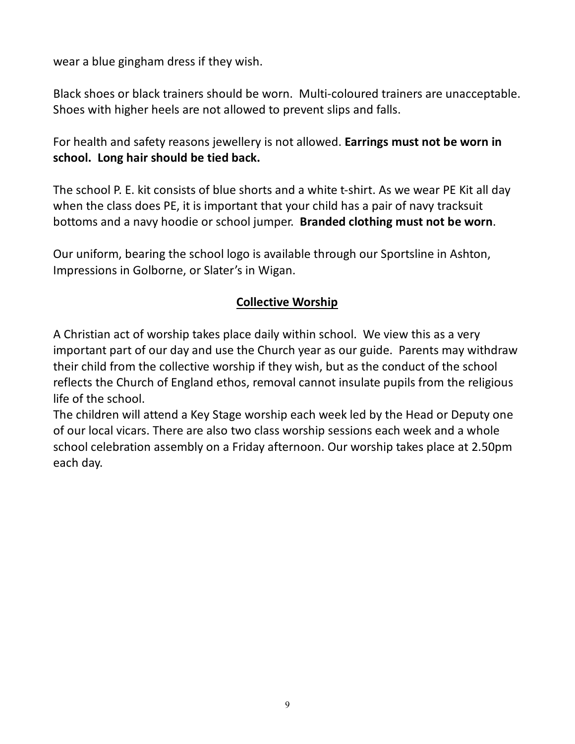wear a blue gingham dress if they wish.

Black shoes or black trainers should be worn. Multi-coloured trainers are unacceptable. Shoes with higher heels are not allowed to prevent slips and falls.

For health and safety reasons jewellery is not allowed. **Earrings must not be worn in school. Long hair should be tied back.**

The school P. E. kit consists of blue shorts and a white t-shirt. As we wear PE Kit all day when the class does PE, it is important that your child has a pair of navy tracksuit bottoms and a navy hoodie or school jumper. **Branded clothing must not be worn**.

Our uniform, bearing the school logo is available through our Sportsline in Ashton, Impressions in Golborne, or Slater's in Wigan.

## Collective Worship

A Christian act of worship takes place daily within school. We view this as a very important part of our day and use the Church year as our guide. Parents may withdraw their child from the collective worship if they wish, but as the conduct of the school reflects the Church of England ethos, removal cannot insulate pupils from the religious life of the school.

The children will attend a Key Stage worship each week led by the Head or Deputy one of our local vicars. There are also two class worship sessions each week and a whole school celebration assembly on a Friday afternoon. Our worship takes place at 2.50pm each day.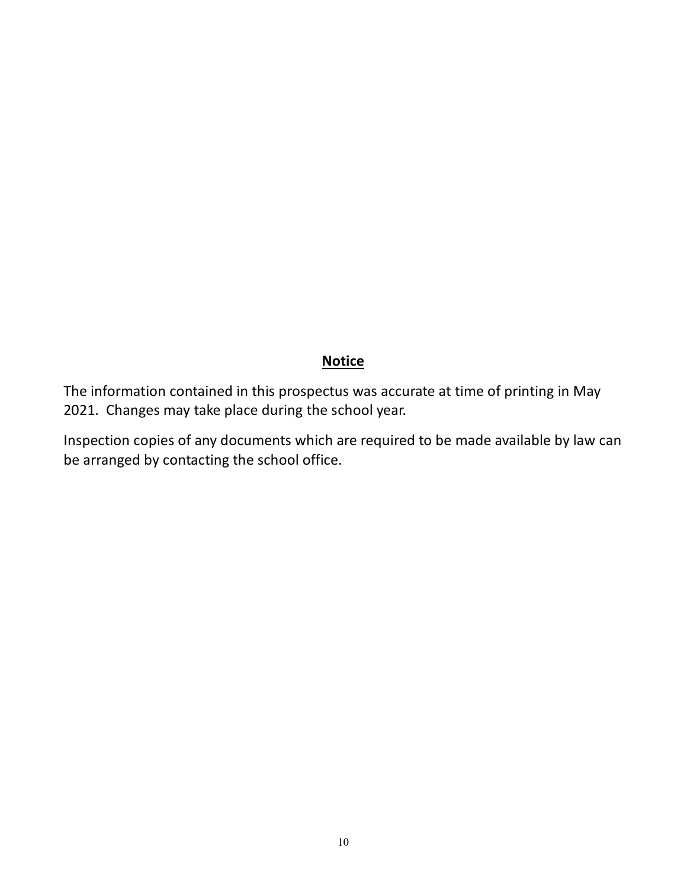## **Notice**

The information contained in this prospectus was accurate at time of printing in May 2021. Changes may take place during the school year.

Inspection copies of any documents which are required to be made available by law can be arranged by contacting the school office.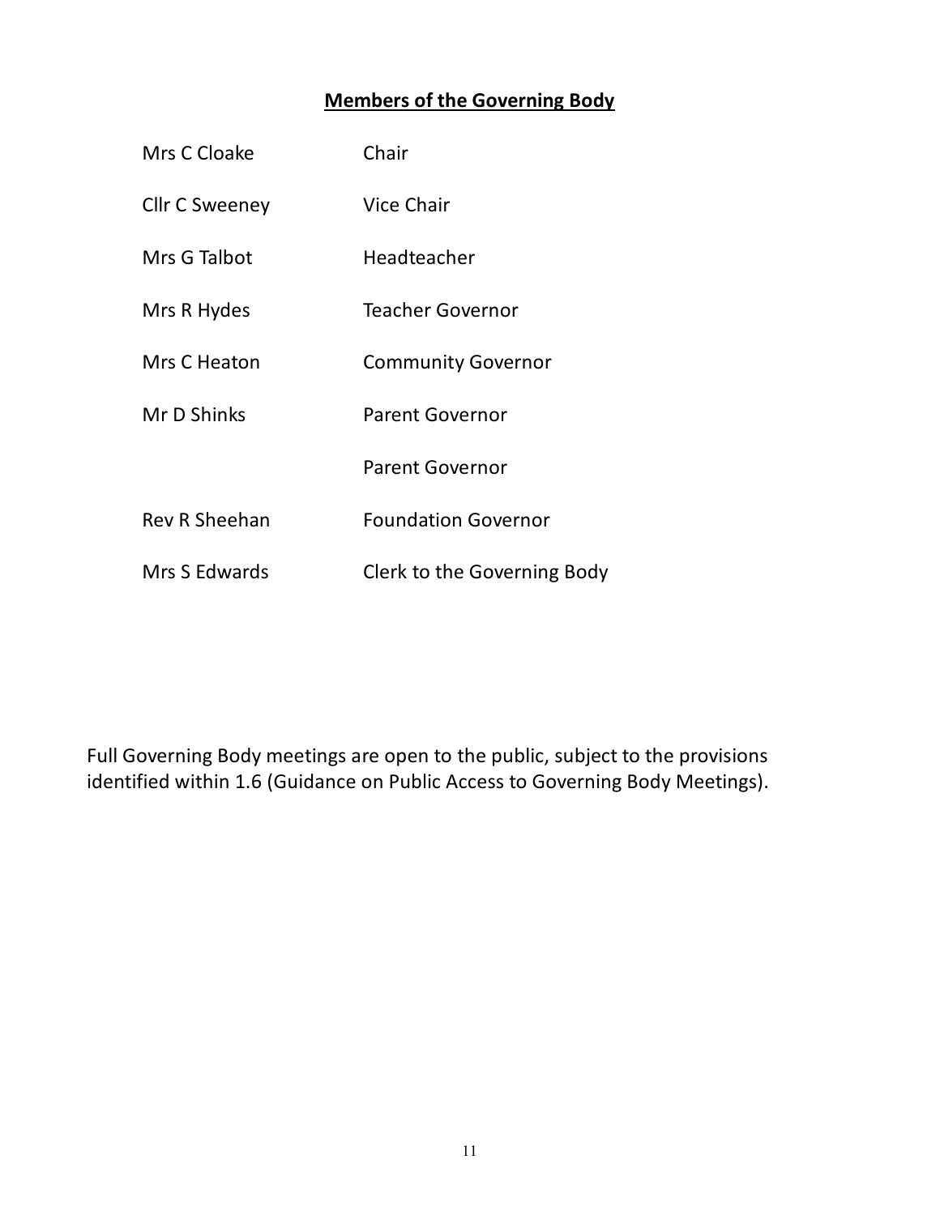## Members of the Governing Body

| | |
|---|---|
| Mrs C Cloake | Chair |
| Cllr C Sweeney | Vice Chair |
| Mrs G Talbot | Headteacher |
| Mrs R Hydes | Teacher Governor |
| Mrs C Heaton | Community Governor |
| Mr D Shinks | Parent Governor |
| | Parent Governor |
| Rev R Sheehan | Foundation Governor |
| Mrs S Edwards | Clerk to the Governing Body |

Full Governing Body meetings are open to the public, subject to the provisions identified within 1.6 (Guidance on Public Access to Governing Body Meetings).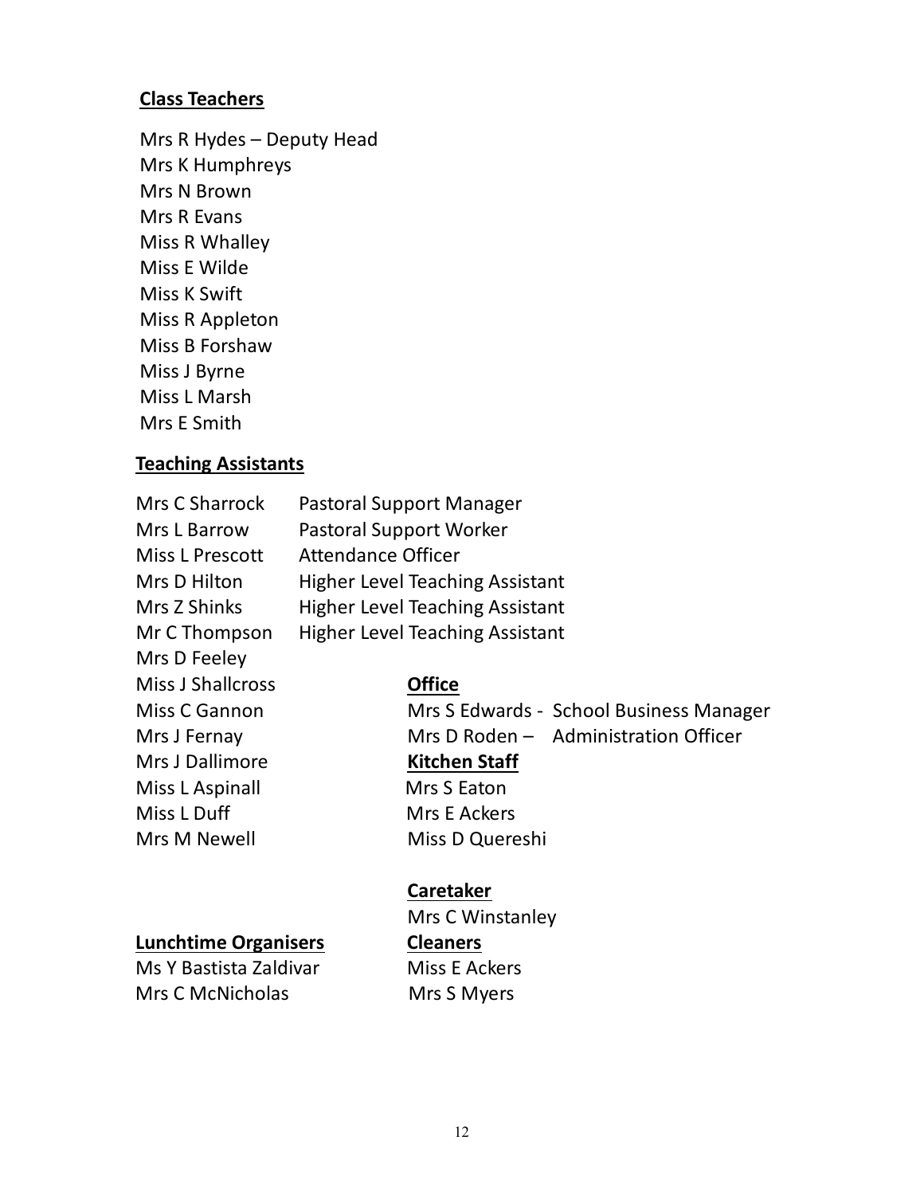**Class Teachers**

Mrs R Hydes – Deputy Head
Mrs K Humphreys
Mrs N Brown
Mrs R Evans
Miss R Whalley
Miss E Wilde
Miss K Swift
Miss R Appleton
Miss B Forshaw
Miss J Byrne
Miss L Marsh
Mrs E Smith

**Teaching Assistants**

Mrs C Sharrock   Pastoral Support Manager
Mrs L Barrow   Pastoral Support Worker
Miss L Prescott   Attendance Officer
Mrs D Hilton   Higher Level Teaching Assistant
Mrs Z Shinks   Higher Level Teaching Assistant
Mr C Thompson   Higher Level Teaching Assistant
Mrs D Feeley
Miss J Shallcross
Miss C Gannon
Mrs J Fernay
Mrs J Dallimore
Miss L Aspinall
Miss L Duff
Mrs M Newell

**Office**

Mrs S Edwards - School Business Manager
Mrs D Roden – Administration Officer

**Kitchen Staff**

Mrs S Eaton
Mrs E Ackers
Miss D Quereshi

**Caretaker**

Mrs C Winstanley

**Cleaners**

Miss E Ackers
Mrs S Myers

**Lunchtime Organisers**

Ms Y Bastista Zaldivar
Mrs C McNicholas